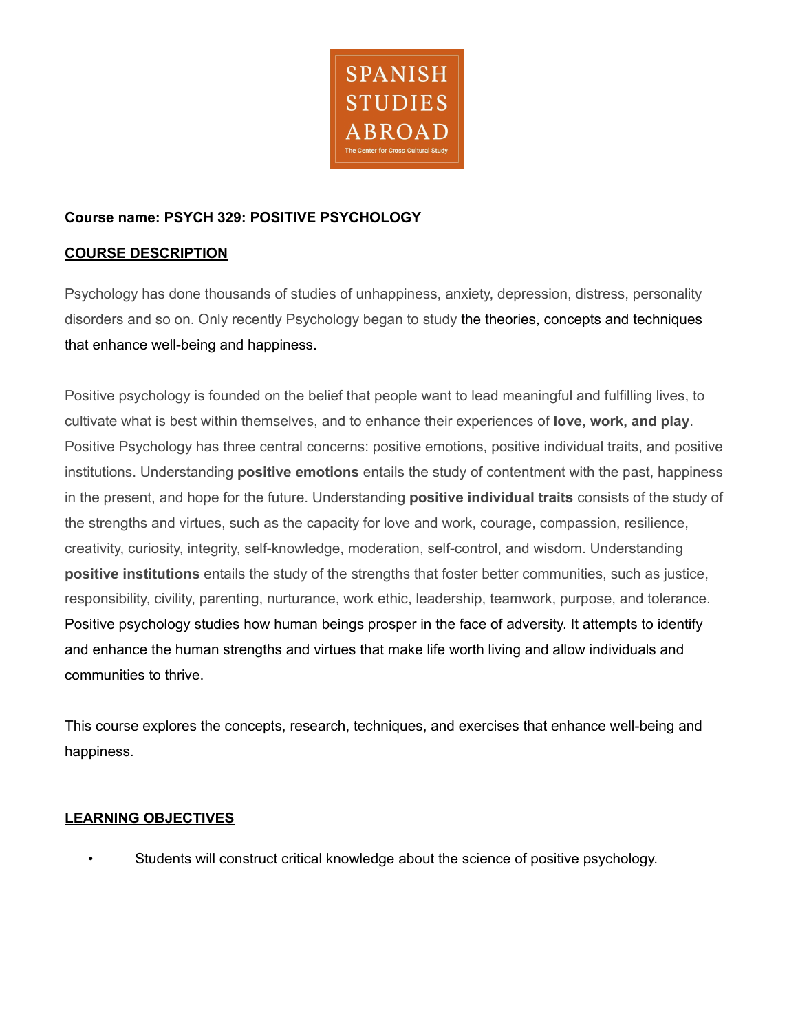SPANISH STUDIES ABROAD

The Center for Cross-Cultural Study

**Course name: PSYCH 329: POSITIVE PSYCHOLOGY**

## COURSE DESCRIPTION

Psychology has done thousands of studies of unhappiness, anxiety, depression, distress, personality disorders and so on. Only recently Psychology began to study the theories, concepts and techniques that enhance well-being and happiness.

Positive psychology is founded on the belief that people want to lead meaningful and fulfilling lives, to cultivate what is best within themselves, and to enhance their experiences of **love, work, and play**. Positive Psychology has three central concerns: positive emotions, positive individual traits, and positive institutions. Understanding **positive emotions** entails the study of contentment with the past, happiness in the present, and hope for the future. Understanding **positive individual traits** consists of the study of the strengths and virtues, such as the capacity for love and work, courage, compassion, resilience, creativity, curiosity, integrity, self-knowledge, moderation, self-control, and wisdom. Understanding **positive institutions** entails the study of the strengths that foster better communities, such as justice, responsibility, civility, parenting, nurturance, work ethic, leadership, teamwork, purpose, and tolerance. Positive psychology studies how human beings prosper in the face of adversity. It attempts to identify and enhance the human strengths and virtues that make life worth living and allow individuals and communities to thrive.

This course explores the concepts, research, techniques, and exercises that enhance well-being and happiness.

## LEARNING OBJECTIVES

- Students will construct critical knowledge about the science of positive psychology.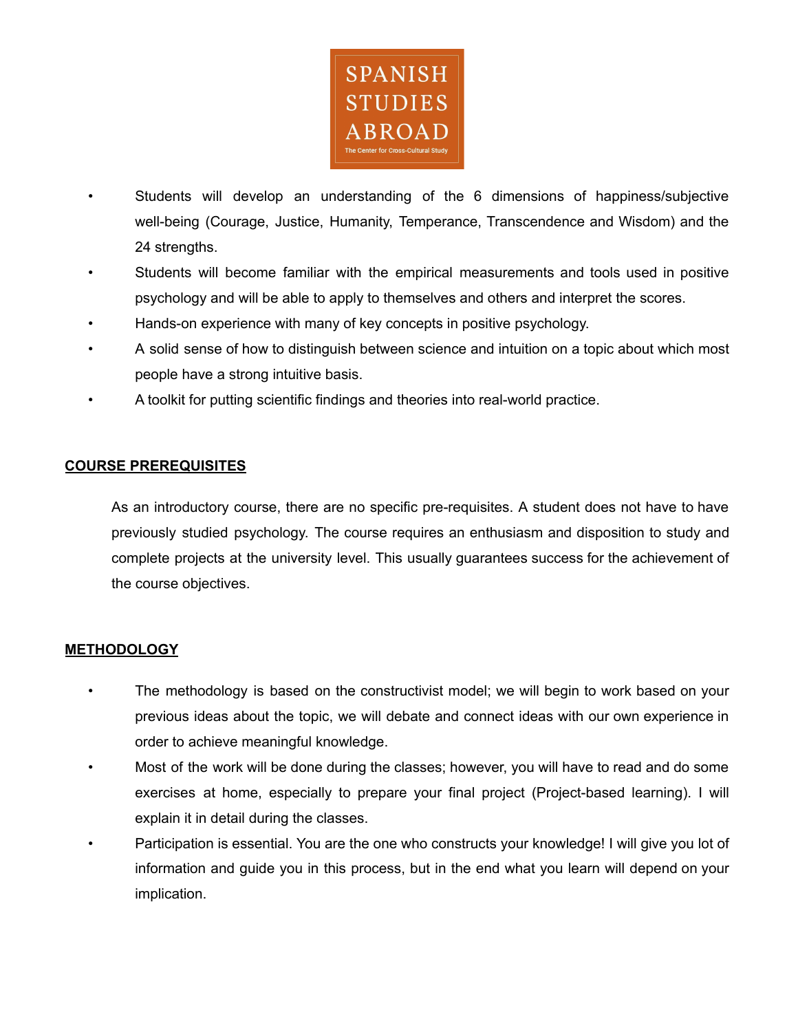- Students will develop an understanding of the 6 dimensions of happiness/subjective well-being (Courage, Justice, Humanity, Temperance, Transcendence and Wisdom) and the 24 strengths.
- Students will become familiar with the empirical measurements and tools used in positive psychology and will be able to apply to themselves and others and interpret the scores.
- Hands-on experience with many of key concepts in positive psychology.
- A solid sense of how to distinguish between science and intuition on a topic about which most people have a strong intuitive basis.
- A toolkit for putting scientific findings and theories into real-world practice.

## COURSE PREREQUISITES

As an introductory course, there are no specific pre-requisites. A student does not have to have previously studied psychology. The course requires an enthusiasm and disposition to study and complete projects at the university level. This usually guarantees success for the achievement of the course objectives.

## METHODOLOGY

- The methodology is based on the constructivist model; we will begin to work based on your previous ideas about the topic, we will debate and connect ideas with our own experience in order to achieve meaningful knowledge.
- Most of the work will be done during the classes; however, you will have to read and do some exercises at home, especially to prepare your final project (Project-based learning). I will explain it in detail during the classes.
- Participation is essential. You are the one who constructs your knowledge! I will give you lot of information and guide you in this process, but in the end what you learn will depend on your implication.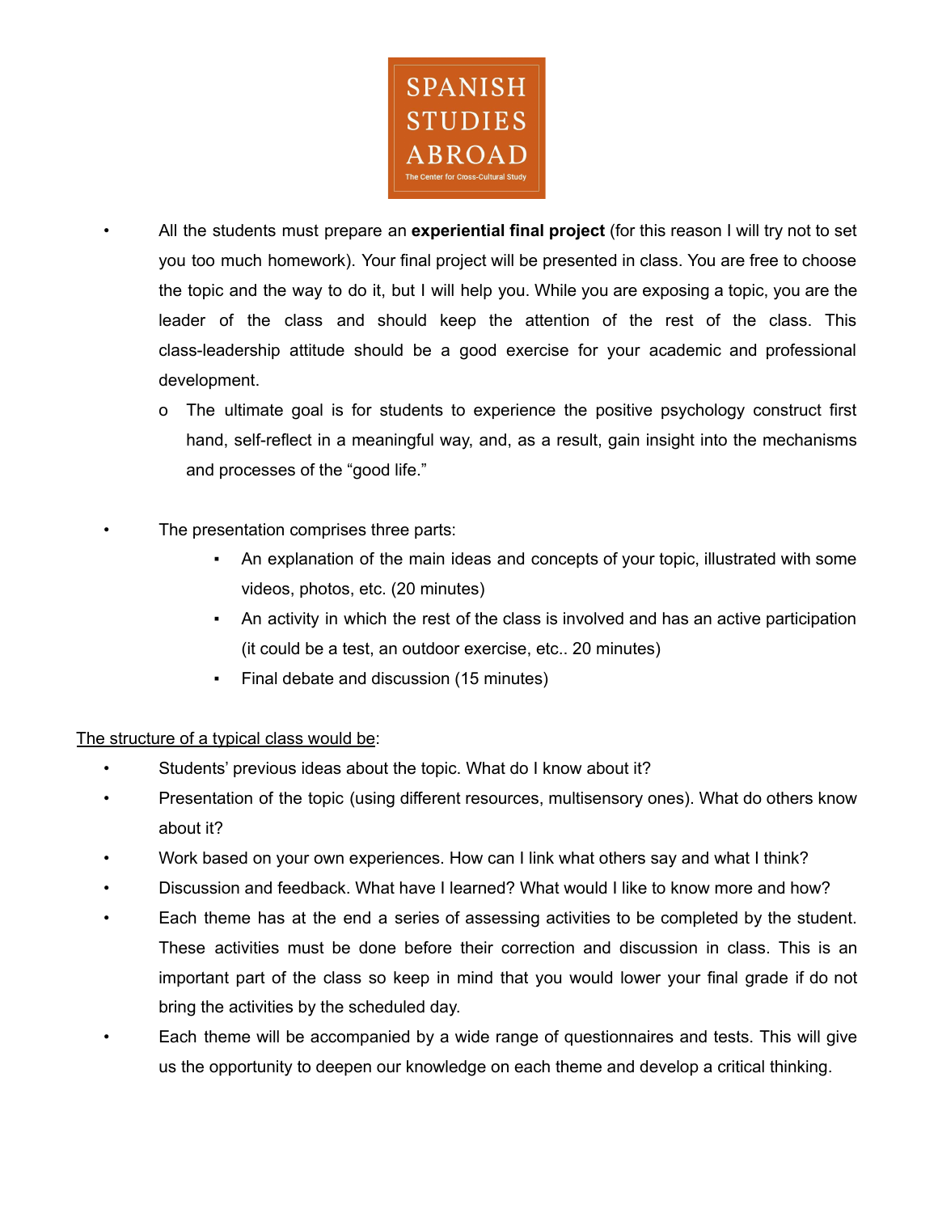- All the students must prepare an **experiential final project** (for this reason I will try not to set you too much homework). Your final project will be presented in class. You are free to choose the topic and the way to do it, but I will help you. While you are exposing a topic, you are the leader of the class and should keep the attention of the rest of the class. This class-leadership attitude should be a good exercise for your academic and professional development.
  - The ultimate goal is for students to experience the positive psychology construct first hand, self-reflect in a meaningful way, and, as a result, gain insight into the mechanisms and processes of the "good life."

- The presentation comprises three parts:
  - An explanation of the main ideas and concepts of your topic, illustrated with some videos, photos, etc. (20 minutes)
  - An activity in which the rest of the class is involved and has an active participation (it could be a test, an outdoor exercise, etc.. 20 minutes)
  - Final debate and discussion (15 minutes)

<u>The structure of a typical class would be</u>:

- Students' previous ideas about the topic. What do I know about it?
- Presentation of the topic (using different resources, multisensory ones). What do others know about it?
- Work based on your own experiences. How can I link what others say and what I think?
- Discussion and feedback. What have I learned? What would I like to know more and how?
- Each theme has at the end a series of assessing activities to be completed by the student. These activities must be done before their correction and discussion in class. This is an important part of the class so keep in mind that you would lower your final grade if do not bring the activities by the scheduled day.
- Each theme will be accompanied by a wide range of questionnaires and tests. This will give us the opportunity to deepen our knowledge on each theme and develop a critical thinking.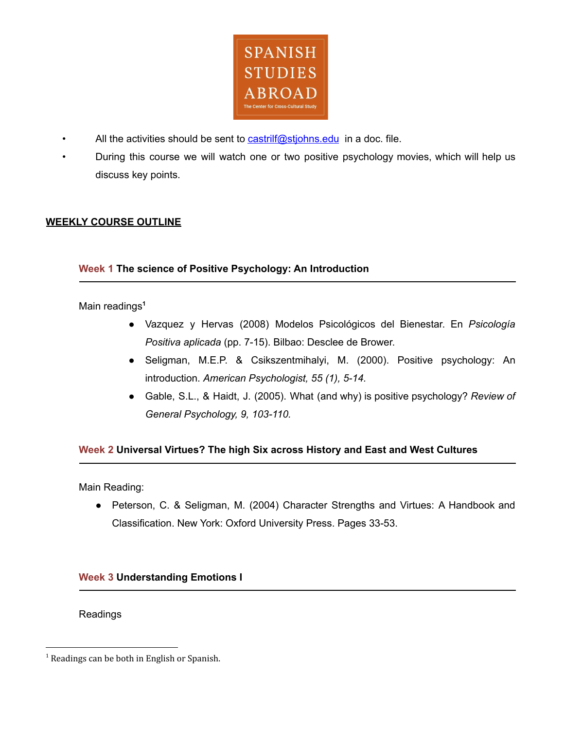- All the activities should be sent to castrilf@stjohns.edu in a doc. file.
- During this course we will watch one or two positive psychology movies, which will help us discuss key points.

## WEEKLY COURSE OUTLINE

### Week 1 The science of Positive Psychology: An Introduction

Main readings[1]

- Vazquez y Hervas (2008) Modelos Psicológicos del Bienestar. En *Psicología Positiva aplicada* (pp. 7-15). Bilbao: Desclee de Brower.
- Seligman, M.E.P. & Csikszentmihalyi, M. (2000). Positive psychology: An introduction. *American Psychologist, 55 (1), 5-14.*
- Gable, S.L., & Haidt, J. (2005). What (and why) is positive psychology? *Review of General Psychology, 9, 103-110.*

### Week 2 Universal Virtues? The high Six across History and East and West Cultures

Main Reading:

- Peterson, C. & Seligman, M. (2004) Character Strengths and Virtues: A Handbook and Classification. New York: Oxford University Press. Pages 33-53.

### Week 3 Understanding Emotions I

Readings

---

[1] Readings can be both in English or Spanish.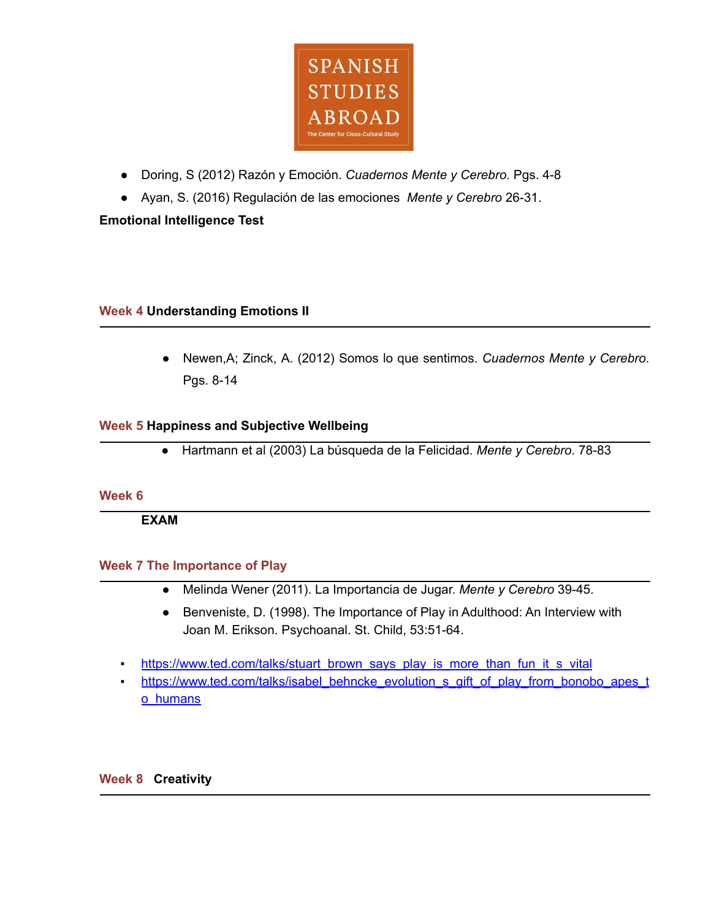- Doring, S (2012) Razón y Emoción. *Cuadernos Mente y Cerebro.* Pgs. 4-8
- Ayan, S. (2016) Regulación de las emociones *Mente y Cerebro* 26-31.

**Emotional Intelligence Test**

### Week 4 Understanding Emotions II

- Newen,A; Zinck, A. (2012) Somos lo que sentimos. *Cuadernos Mente y Cerebro*. Pgs. 8-14

### Week 5 Happiness and Subjective Wellbeing

- Hartmann et al (2003) La búsqueda de la Felicidad. *Mente y Cerebro*. 78-83

### Week 6

**EXAM**

### Week 7 The Importance of Play

- Melinda Wener (2011). La Importancia de Jugar. *Mente y Cerebro* 39-45.
- Benveniste, D. (1998). The Importance of Play in Adulthood: An Interview with Joan M. Erikson. Psychoanal. St. Child, 53:51-64.

- https://www.ted.com/talks/stuart_brown_says_play_is_more_than_fun_it_s_vital
- https://www.ted.com/talks/isabel_behncke_evolution_s_gift_of_play_from_bonobo_apes_to_humans

### Week 8 Creativity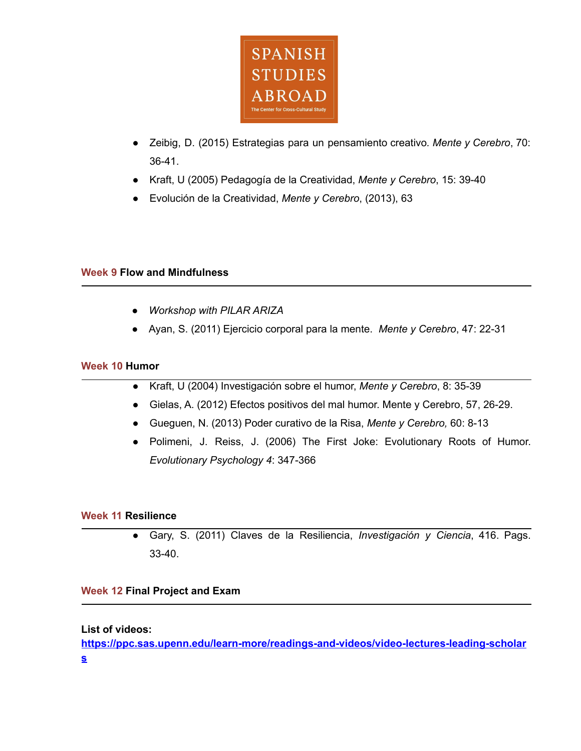- Zeibig, D. (2015) Estrategias para un pensamiento creativo. *Mente y Cerebro*, 70: 36-41.
- Kraft, U (2005) Pedagogía de la Creatividad, *Mente y Cerebro*, 15: 39-40
- Evolución de la Creatividad, *Mente y Cerebro*, (2013), 63

### Week 9 Flow and Mindfulness

- *Workshop with PILAR ARIZA*
- Ayan, S. (2011) Ejercicio corporal para la mente. *Mente y Cerebro*, 47: 22-31

### Week 10 Humor

- Kraft, U (2004) Investigación sobre el humor, *Mente y Cerebro*, 8: 35-39
- Gielas, A. (2012) Efectos positivos del mal humor. Mente y Cerebro, 57, 26-29.
- Gueguen, N. (2013) Poder curativo de la Risa, *Mente y Cerebro,* 60: 8-13
- Polimeni, J. Reiss, J. (2006) The First Joke: Evolutionary Roots of Humor. *Evolutionary Psychology 4*: 347-366

### Week 11 Resilience

- Gary, S. (2011) Claves de la Resiliencia, *Investigación y Ciencia*, 416. Pags. 33-40.

### Week 12 Final Project and Exam

**List of videos:**
**https://ppc.sas.upenn.edu/learn-more/readings-and-videos/video-lectures-leading-scholars**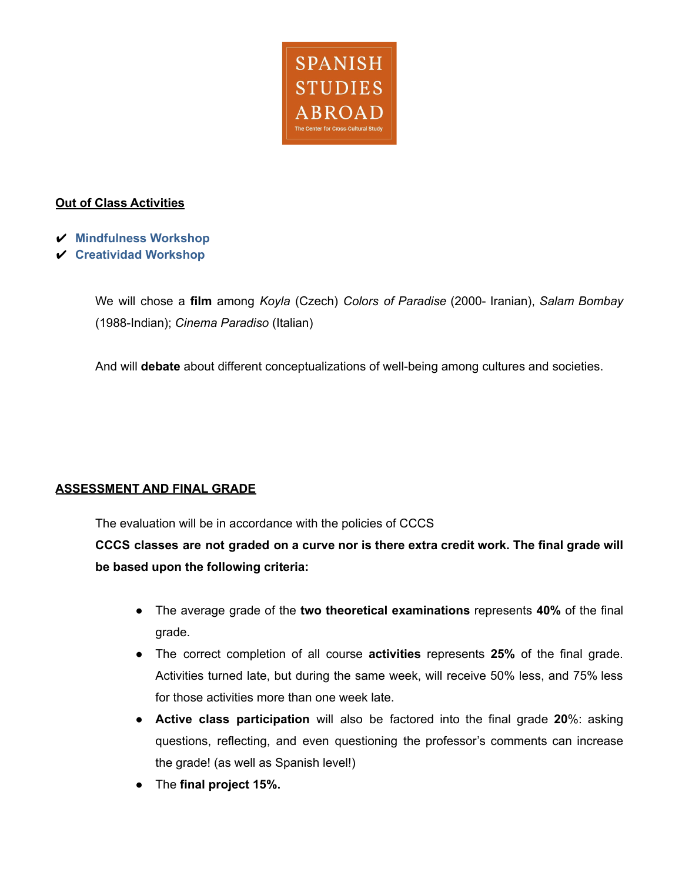## Out of Class Activities

- ✔ **Mindfulness Workshop**
- ✔ **Creatividad Workshop**

We will chose a **film** among *Koyla* (Czech) *Colors of Paradise* (2000- Iranian), *Salam Bombay* (1988-Indian); *Cinema Paradiso* (Italian)

And will **debate** about different conceptualizations of well-being among cultures and societies.

## ASSESSMENT AND FINAL GRADE

The evaluation will be in accordance with the policies of CCCS

**CCCS classes are not graded on a curve nor is there extra credit work. The final grade will be based upon the following criteria:**

- The average grade of the **two theoretical examinations** represents **40%** of the final grade.
- The correct completion of all course **activities** represents **25%** of the final grade. Activities turned late, but during the same week, will receive 50% less, and 75% less for those activities more than one week late.
- **Active class participation** will also be factored into the final grade **20**%: asking questions, reflecting, and even questioning the professor's comments can increase the grade! (as well as Spanish level!)
- The **final project 15%.**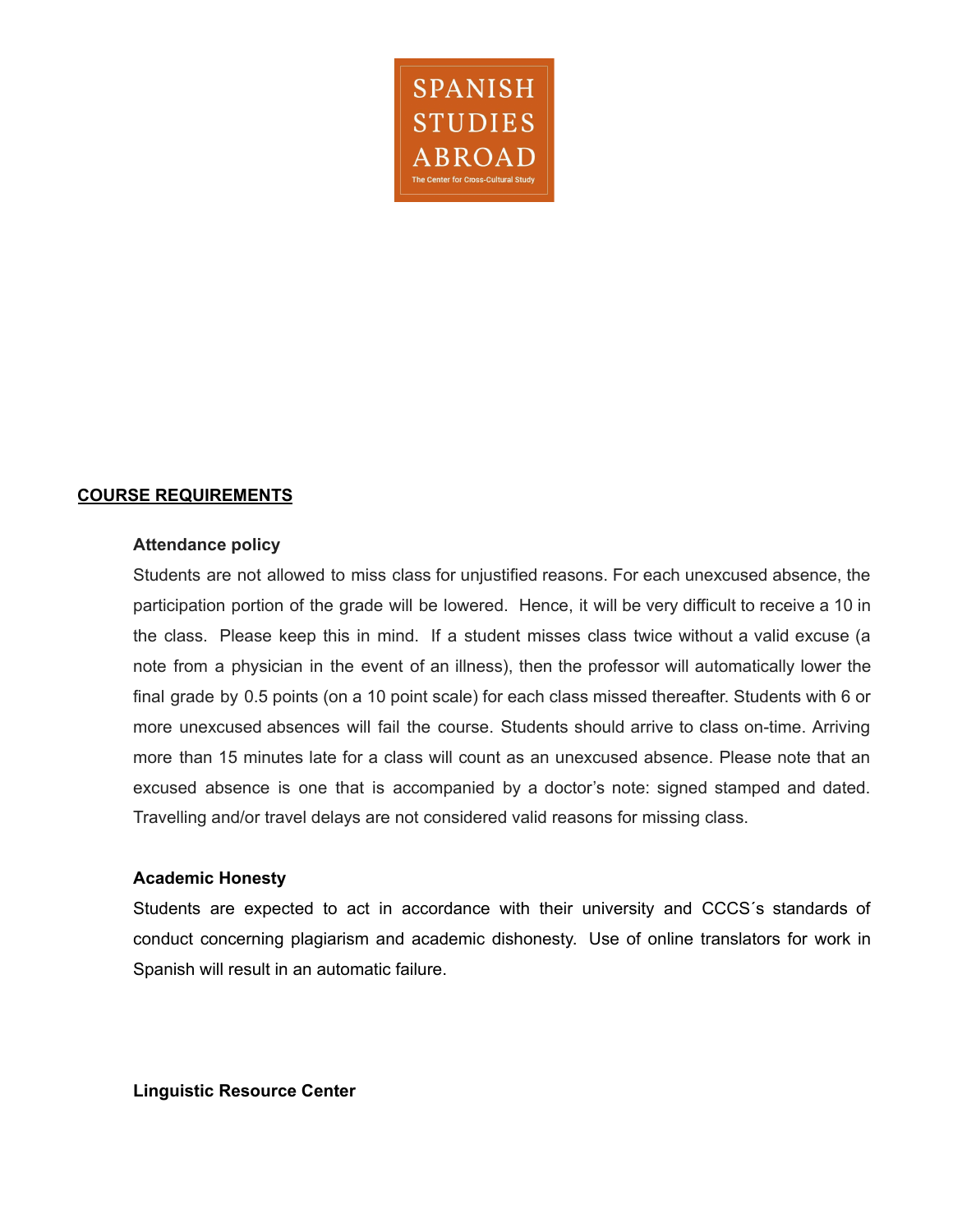## COURSE REQUIREMENTS

### Attendance policy

Students are not allowed to miss class for unjustified reasons. For each unexcused absence, the participation portion of the grade will be lowered. Hence, it will be very difficult to receive a 10 in the class. Please keep this in mind. If a student misses class twice without a valid excuse (a note from a physician in the event of an illness), then the professor will automatically lower the final grade by 0.5 points (on a 10 point scale) for each class missed thereafter. Students with 6 or more unexcused absences will fail the course. Students should arrive to class on-time. Arriving more than 15 minutes late for a class will count as an unexcused absence. Please note that an excused absence is one that is accompanied by a doctor's note: signed stamped and dated. Travelling and/or travel delays are not considered valid reasons for missing class.

### Academic Honesty

Students are expected to act in accordance with their university and CCCS´s standards of conduct concerning plagiarism and academic dishonesty. Use of online translators for work in Spanish will result in an automatic failure.

### Linguistic Resource Center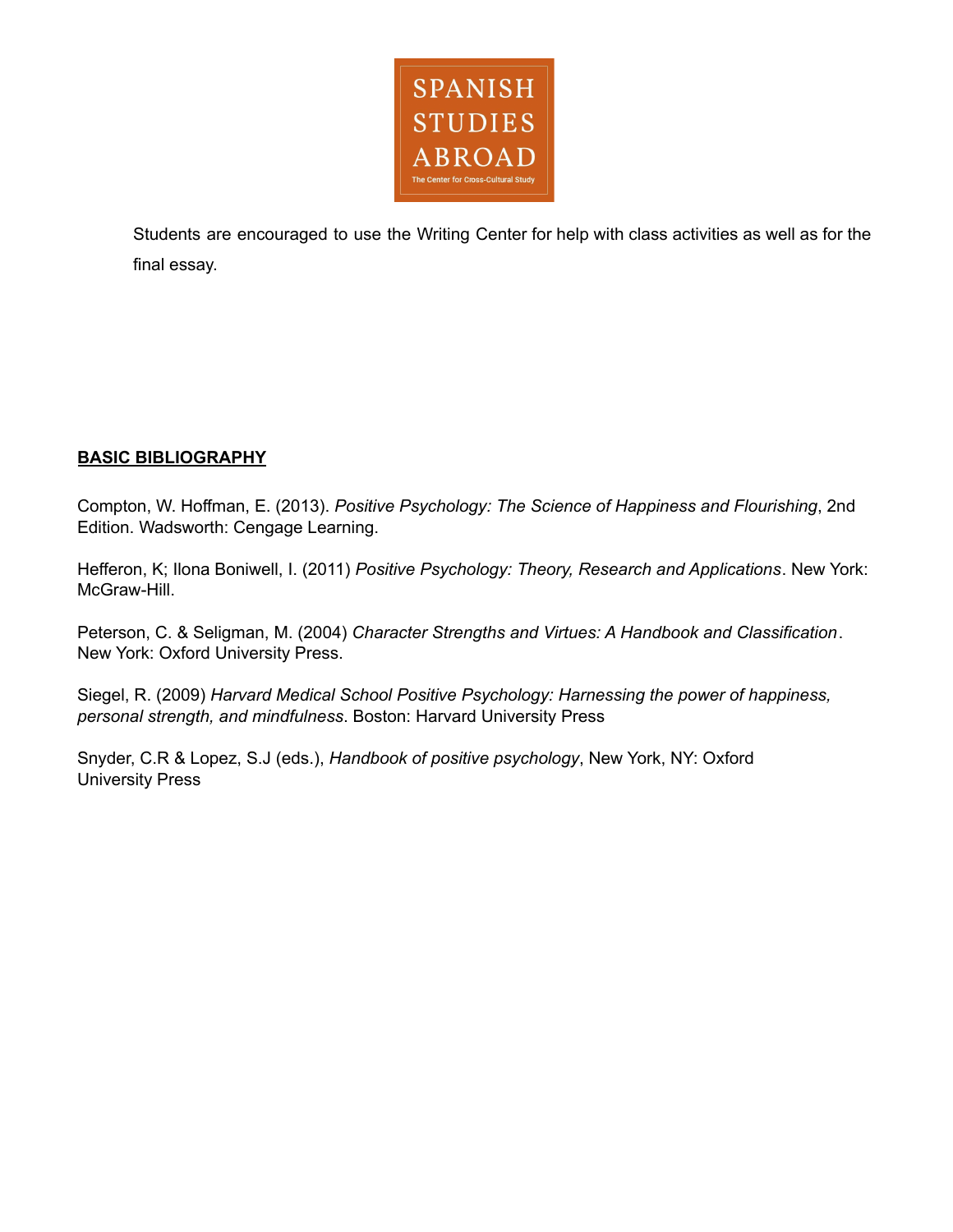Students are encouraged to use the Writing Center for help with class activities as well as for the final essay.

**BASIC BIBLIOGRAPHY**

Compton, W. Hoffman, E. (2013). *Positive Psychology: The Science of Happiness and Flourishing*, 2nd Edition. Wadsworth: Cengage Learning.

Hefferon, K; Ilona Boniwell, I. (2011) *Positive Psychology: Theory, Research and Applications*. New York: McGraw-Hill.

Peterson, C. & Seligman, M. (2004) *Character Strengths and Virtues: A Handbook and Classification*. New York: Oxford University Press.

Siegel, R. (2009) *Harvard Medical School Positive Psychology: Harnessing the power of happiness, personal strength, and mindfulness*. Boston: Harvard University Press

Snyder, C.R & Lopez, S.J (eds.), *Handbook of positive psychology*, New York, NY: Oxford University Press